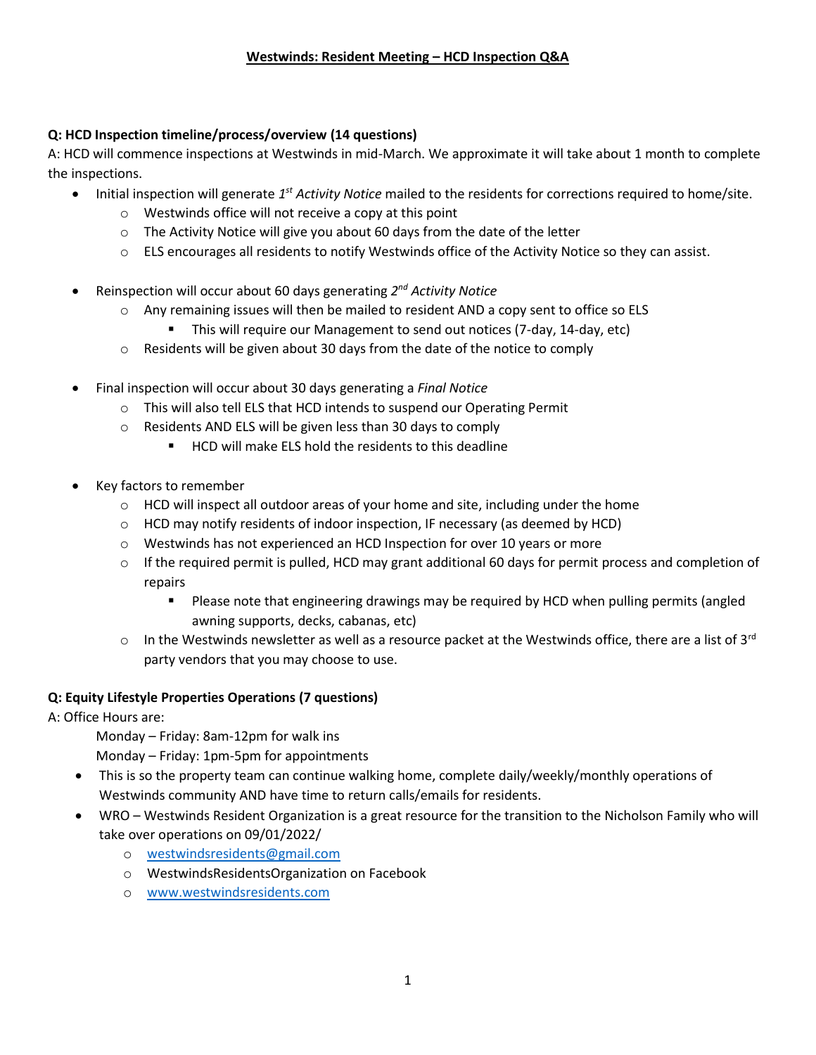# **Westwinds: Resident Meeting – HCD Inspection Q&A**

**Q: HCD Inspection timeline/process/overview (14 questions)**

A: HCD will commence inspections at Westwinds in mid-March. We approximate it will take about 1 month to complete the inspections.

- Initial inspection will generate *1st Activity Notice* mailed to the residents for corrections required to home/site.
  - Westwinds office will not receive a copy at this point
  - The Activity Notice will give you about 60 days from the date of the letter
  - ELS encourages all residents to notify Westwinds office of the Activity Notice so they can assist.

- Reinspection will occur about 60 days generating *2nd Activity Notice*
  - Any remaining issues will then be mailed to resident AND a copy sent to office so ELS
    - This will require our Management to send out notices (7-day, 14-day, etc)
  - Residents will be given about 30 days from the date of the notice to comply

- Final inspection will occur about 30 days generating a *Final Notice*
  - This will also tell ELS that HCD intends to suspend our Operating Permit
  - Residents AND ELS will be given less than 30 days to comply
    - HCD will make ELS hold the residents to this deadline

- Key factors to remember
  - HCD will inspect all outdoor areas of your home and site, including under the home
  - HCD may notify residents of indoor inspection, IF necessary (as deemed by HCD)
  - Westwinds has not experienced an HCD Inspection for over 10 years or more
  - If the required permit is pulled, HCD may grant additional 60 days for permit process and completion of repairs
    - Please note that engineering drawings may be required by HCD when pulling permits (angled awning supports, decks, cabanas, etc)
  - In the Westwinds newsletter as well as a resource packet at the Westwinds office, there are a list of 3rd party vendors that you may choose to use.

**Q: Equity Lifestyle Properties Operations (7 questions)**

A: Office Hours are:

Monday – Friday: 8am-12pm for walk ins

Monday – Friday: 1pm-5pm for appointments

- This is so the property team can continue walking home, complete daily/weekly/monthly operations of Westwinds community AND have time to return calls/emails for residents.
- WRO – Westwinds Resident Organization is a great resource for the transition to the Nicholson Family who will take over operations on 09/01/2022/
  - westwindsresidents@gmail.com
  - WestwindsResidentsOrganization on Facebook
  - www.westwindsresidents.com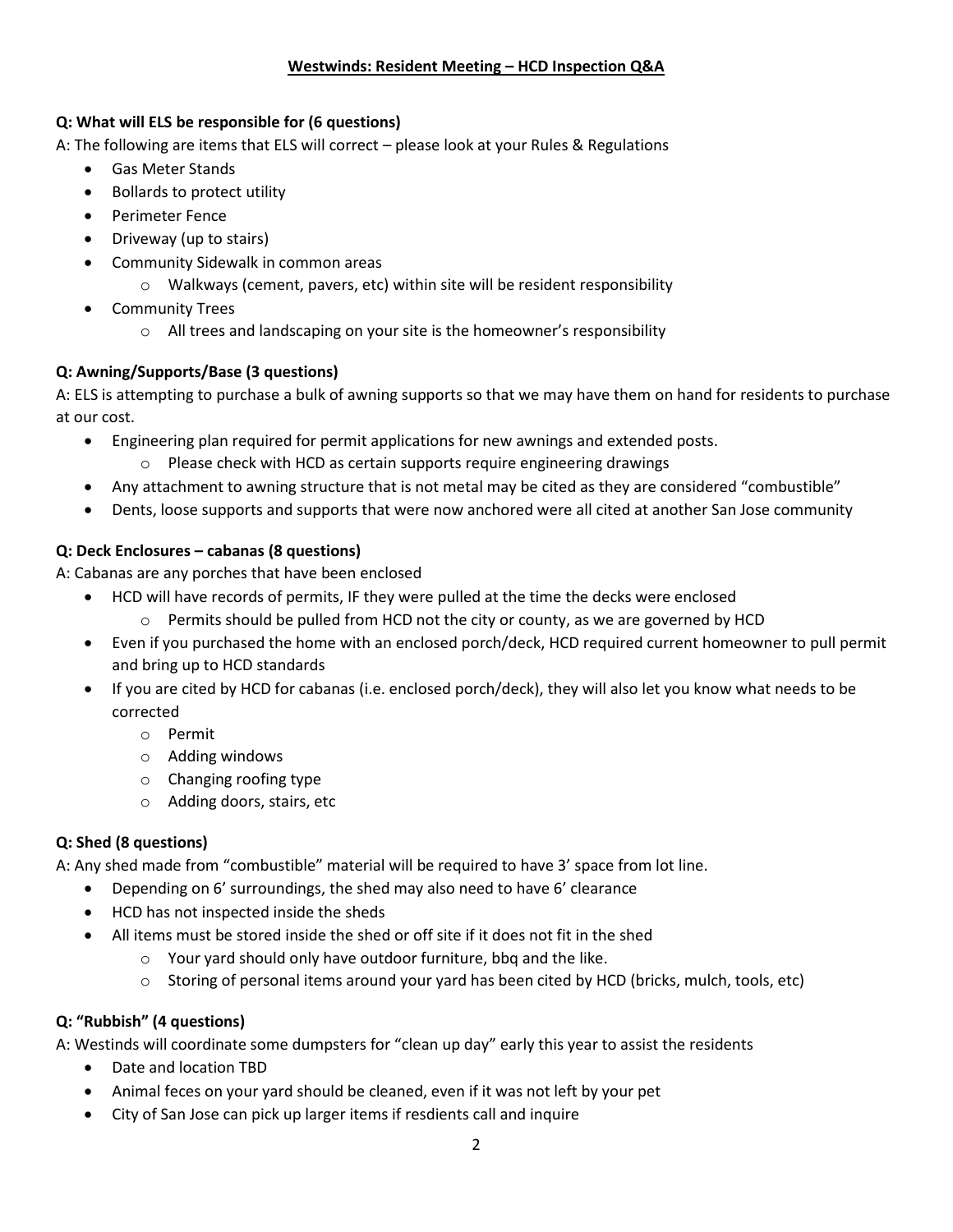## Westwinds: Resident Meeting – HCD Inspection Q&A

**Q: What will ELS be responsible for (6 questions)**

A: The following are items that ELS will correct – please look at your Rules & Regulations

- Gas Meter Stands
- Bollards to protect utility
- Perimeter Fence
- Driveway (up to stairs)
- Community Sidewalk in common areas
  - Walkways (cement, pavers, etc) within site will be resident responsibility
- Community Trees
  - All trees and landscaping on your site is the homeowner's responsibility

**Q: Awning/Supports/Base (3 questions)**

A: ELS is attempting to purchase a bulk of awning supports so that we may have them on hand for residents to purchase at our cost.

- Engineering plan required for permit applications for new awnings and extended posts.
  - Please check with HCD as certain supports require engineering drawings
- Any attachment to awning structure that is not metal may be cited as they are considered "combustible"
- Dents, loose supports and supports that were now anchored were all cited at another San Jose community

**Q: Deck Enclosures – cabanas (8 questions)**

A: Cabanas are any porches that have been enclosed

- HCD will have records of permits, IF they were pulled at the time the decks were enclosed
  - Permits should be pulled from HCD not the city or county, as we are governed by HCD
- Even if you purchased the home with an enclosed porch/deck, HCD required current homeowner to pull permit and bring up to HCD standards
- If you are cited by HCD for cabanas (i.e. enclosed porch/deck), they will also let you know what needs to be corrected
  - Permit
  - Adding windows
  - Changing roofing type
  - Adding doors, stairs, etc

**Q: Shed (8 questions)**

A: Any shed made from "combustible" material will be required to have 3' space from lot line.

- Depending on 6' surroundings, the shed may also need to have 6' clearance
- HCD has not inspected inside the sheds
- All items must be stored inside the shed or off site if it does not fit in the shed
  - Your yard should only have outdoor furniture, bbq and the like.
  - Storing of personal items around your yard has been cited by HCD (bricks, mulch, tools, etc)

**Q: "Rubbish" (4 questions)**

A: Westinds will coordinate some dumpsters for "clean up day" early this year to assist the residents

- Date and location TBD
- Animal feces on your yard should be cleaned, even if it was not left by your pet
- City of San Jose can pick up larger items if resdients call and inquire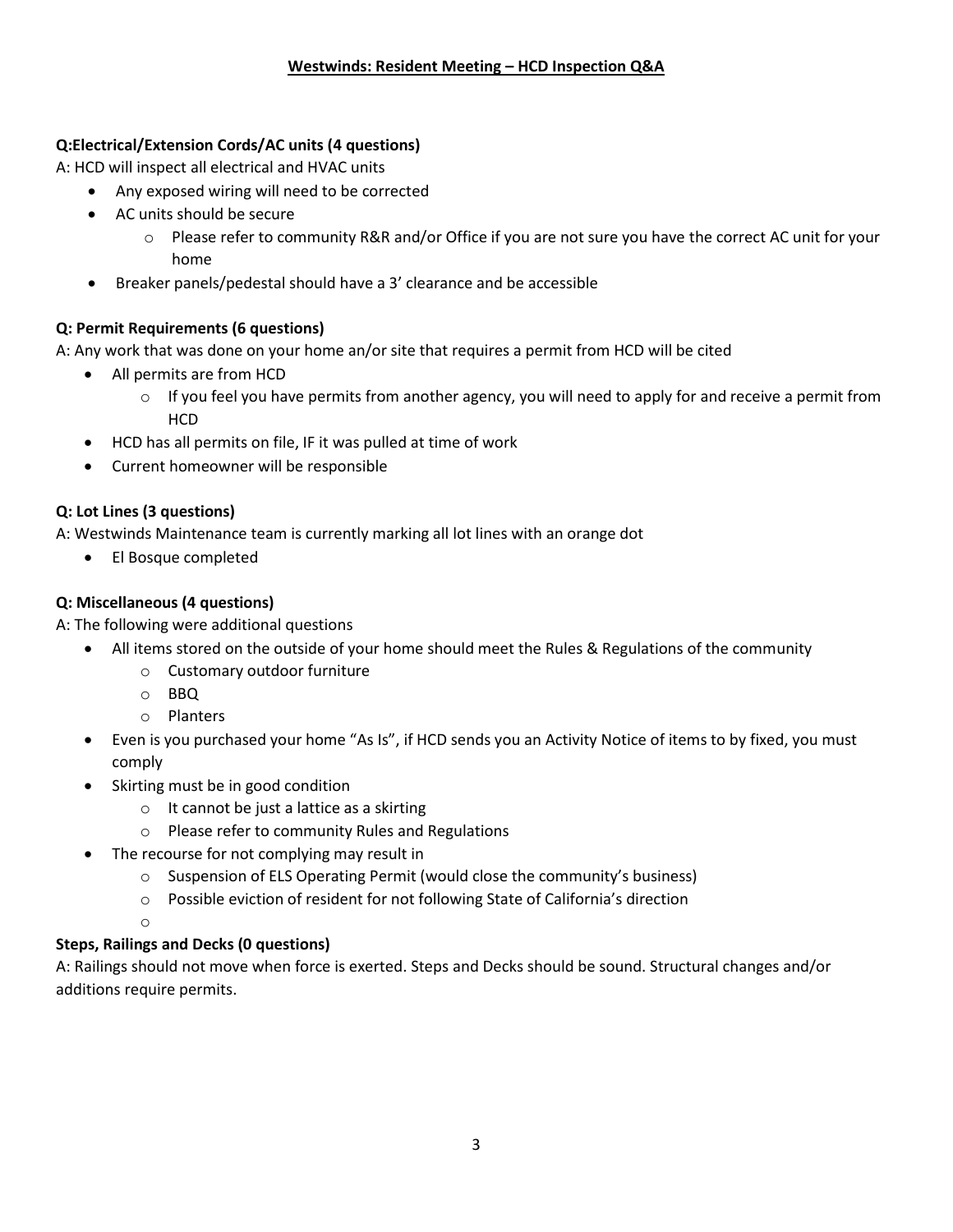**Westwinds: Resident Meeting – HCD Inspection Q&A**

**Q:Electrical/Extension Cords/AC units (4 questions)**

A: HCD will inspect all electrical and HVAC units

- Any exposed wiring will need to be corrected
- AC units should be secure
    - Please refer to community R&R and/or Office if you are not sure you have the correct AC unit for your home
- Breaker panels/pedestal should have a 3' clearance and be accessible

**Q: Permit Requirements (6 questions)**

A: Any work that was done on your home an/or site that requires a permit from HCD will be cited

- All permits are from HCD
    - If you feel you have permits from another agency, you will need to apply for and receive a permit from HCD
- HCD has all permits on file, IF it was pulled at time of work
- Current homeowner will be responsible

**Q: Lot Lines (3 questions)**

A: Westwinds Maintenance team is currently marking all lot lines with an orange dot

- El Bosque completed

**Q: Miscellaneous (4 questions)**

A: The following were additional questions

- All items stored on the outside of your home should meet the Rules & Regulations of the community
    - Customary outdoor furniture
    - BBQ
    - Planters
- Even is you purchased your home "As Is", if HCD sends you an Activity Notice of items to by fixed, you must comply
- Skirting must be in good condition
    - It cannot be just a lattice as a skirting
    - Please refer to community Rules and Regulations
- The recourse for not complying may result in
    - Suspension of ELS Operating Permit (would close the community's business)
    - Possible eviction of resident for not following State of California's direction

**Steps, Railings and Decks (0 questions)**

A: Railings should not move when force is exerted. Steps and Decks should be sound. Structural changes and/or additions require permits.